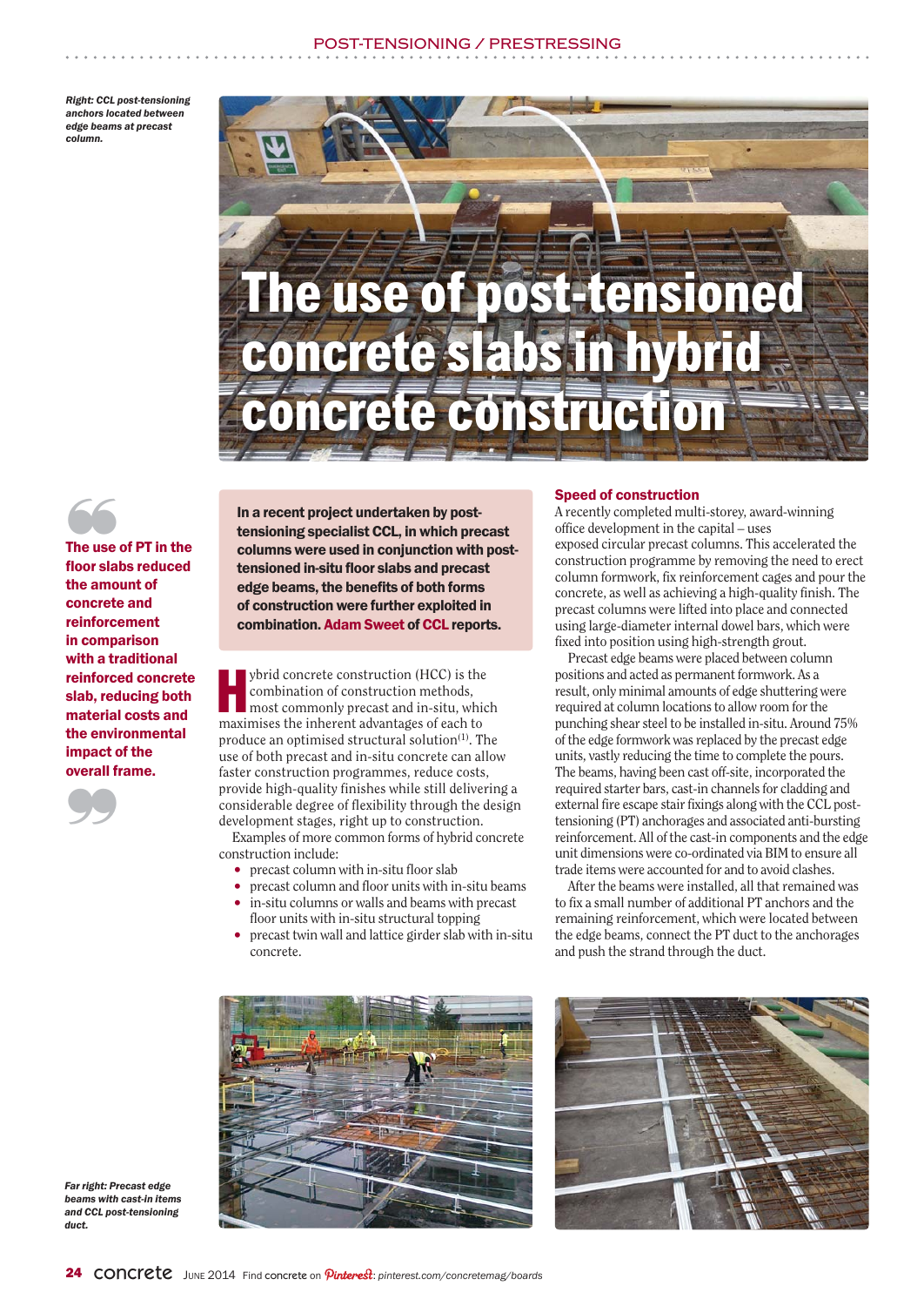Right: CCL post-tensioning anchors located between edge beams at precast column.

# The use of post-tensioned concrete slabs in hybrid concrete construction

> The use of PT in the floor slabs reduced the amount of concrete and reinforcement in comparison with a traditional reinforced concrete slab, reducing both material costs and the environmental impact of the overall frame.

**In a recent project undertaken by post-tensioning specialist CCL, in which precast columns were used in conjunction with post-tensioned in-situ floor slabs and precast edge beams, the benefits of both forms of construction were further exploited in combination. Adam Sweet of CCL reports.**

Hybrid concrete construction (HCC) is the combination of construction methods, most commonly precast and in-situ, which maximises the inherent advantages of each to produce an optimised structural solution[1]. The use of both precast and in-situ concrete can allow faster construction programmes, reduce costs, provide high-quality finishes while still delivering a considerable degree of flexibility through the design development stages, right up to construction.

Examples of more common forms of hybrid concrete construction include:

- precast column with in-situ floor slab
- precast column and floor units with in-situ beams
- in-situ columns or walls and beams with precast floor units with in-situ structural topping
- precast twin wall and lattice girder slab with in-situ concrete.

## Speed of construction

A recently completed multi-storey, award-winning office development in the capital – uses exposed circular precast columns. This accelerated the construction programme by removing the need to erect column formwork, fix reinforcement cages and pour the concrete, as well as achieving a high-quality finish. The precast columns were lifted into place and connected using large-diameter internal dowel bars, which were fixed into position using high-strength grout.

Precast edge beams were placed between column positions and acted as permanent formwork. As a result, only minimal amounts of edge shuttering were required at column locations to allow room for the punching shear steel to be installed in-situ. Around 75% of the edge formwork was replaced by the precast edge units, vastly reducing the time to complete the pours. The beams, having been cast off-site, incorporated the required starter bars, cast-in channels for cladding and external fire escape stair fixings along with the CCL post-tensioning (PT) anchorages and associated anti-bursting reinforcement. All of the cast-in components and the edge unit dimensions were co-ordinated via BIM to ensure all trade items were accounted for and to avoid clashes.

After the beams were installed, all that remained was to fix a small number of additional PT anchors and the remaining reinforcement, which were located between the edge beams, connect the PT duct to the anchorages and push the strand through the duct.

Far right: Precast edge beams with cast-in items and CCL post-tensioning duct.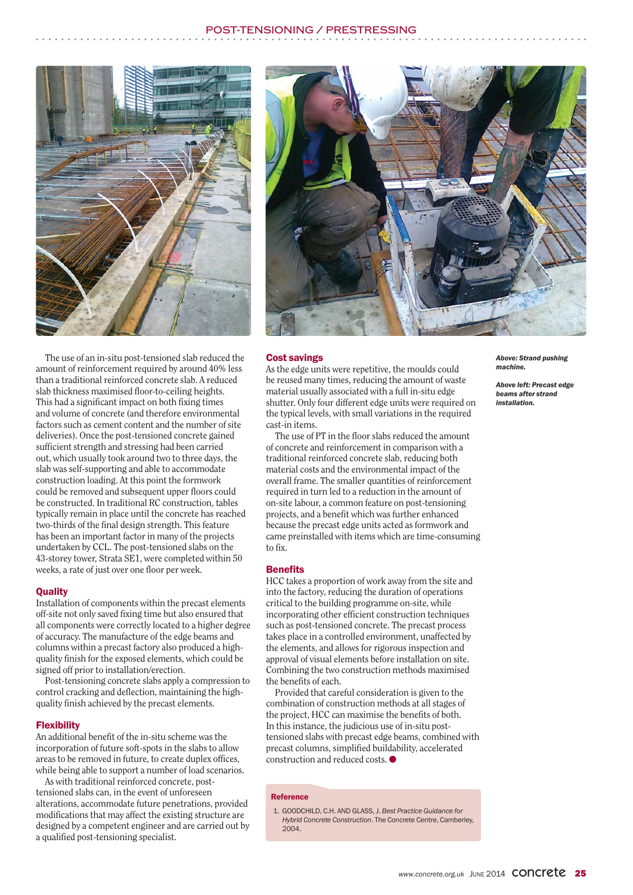The use of an in-situ post-tensioned slab reduced the amount of reinforcement required by around 40% less than a traditional reinforced concrete slab. A reduced slab thickness maximised floor-to-ceiling heights. This had a significant impact on both fixing times and volume of concrete (and therefore environmental factors such as cement content and the number of site deliveries). Once the post-tensioned concrete gained sufficient strength and stressing had been carried out, which usually took around two to three days, the slab was self-supporting and able to accommodate construction loading. At this point the formwork could be removed and subsequent upper floors could be constructed. In traditional RC construction, tables typically remain in place until the concrete has reached two-thirds of the final design strength. This feature has been an important factor in many of the projects undertaken by CCL. The post-tensioned slabs on the 43-storey tower, Strata SE1, were completed within 50 weeks, a rate of just over one floor per week.

## Quality

Installation of components within the precast elements off-site not only saved fixing time but also ensured that all components were correctly located to a higher degree of accuracy. The manufacture of the edge beams and columns within a precast factory also produced a high-quality finish for the exposed elements, which could be signed off prior to installation/erection.

Post-tensioning concrete slabs apply a compression to control cracking and deflection, maintaining the high-quality finish achieved by the precast elements.

## Flexibility

An additional benefit of the in-situ scheme was the incorporation of future soft-spots in the slabs to allow areas to be removed in future, to create duplex offices, while being able to support a number of load scenarios.

As with traditional reinforced concrete, post-tensioned slabs can, in the event of unforeseen alterations, accommodate future penetrations, provided modifications that may affect the existing structure are designed by a competent engineer and are carried out by a qualified post-tensioning specialist.

## Cost savings

As the edge units were repetitive, the moulds could be reused many times, reducing the amount of waste material usually associated with a full in-situ edge shutter. Only four different edge units were required on the typical levels, with small variations in the required cast-in items.

The use of PT in the floor slabs reduced the amount of concrete and reinforcement in comparison with a traditional reinforced concrete slab, reducing both material costs and the environmental impact of the overall frame. The smaller quantities of reinforcement required in turn led to a reduction in the amount of on-site labour, a common feature on post-tensioning projects, and a benefit which was further enhanced because the precast edge units acted as formwork and came preinstalled with items which are time-consuming to fix.

## Benefits

HCC takes a proportion of work away from the site and into the factory, reducing the duration of operations critical to the building programme on-site, while incorporating other efficient construction techniques such as post-tensioned concrete. The precast process takes place in a controlled environment, unaffected by the elements, and allows for rigorous inspection and approval of visual elements before installation on site. Combining the two construction methods maximised the benefits of each.

Provided that careful consideration is given to the combination of construction methods at all stages of the project, HCC can maximise the benefits of both. In this instance, the judicious use of in-situ post-tensioned slabs with precast edge beams, combined with precast columns, simplified buildability, accelerated construction and reduced costs. ●

*Above: Strand pushing machine.*

*Above left: Precast edge beams after strand installation.*

### Reference

1. GOODCHILD, C.H. AND GLASS, J. *Best Practice Guidance for Hybrid Concrete Construction*. The Concrete Centre, Camberley, 2004.